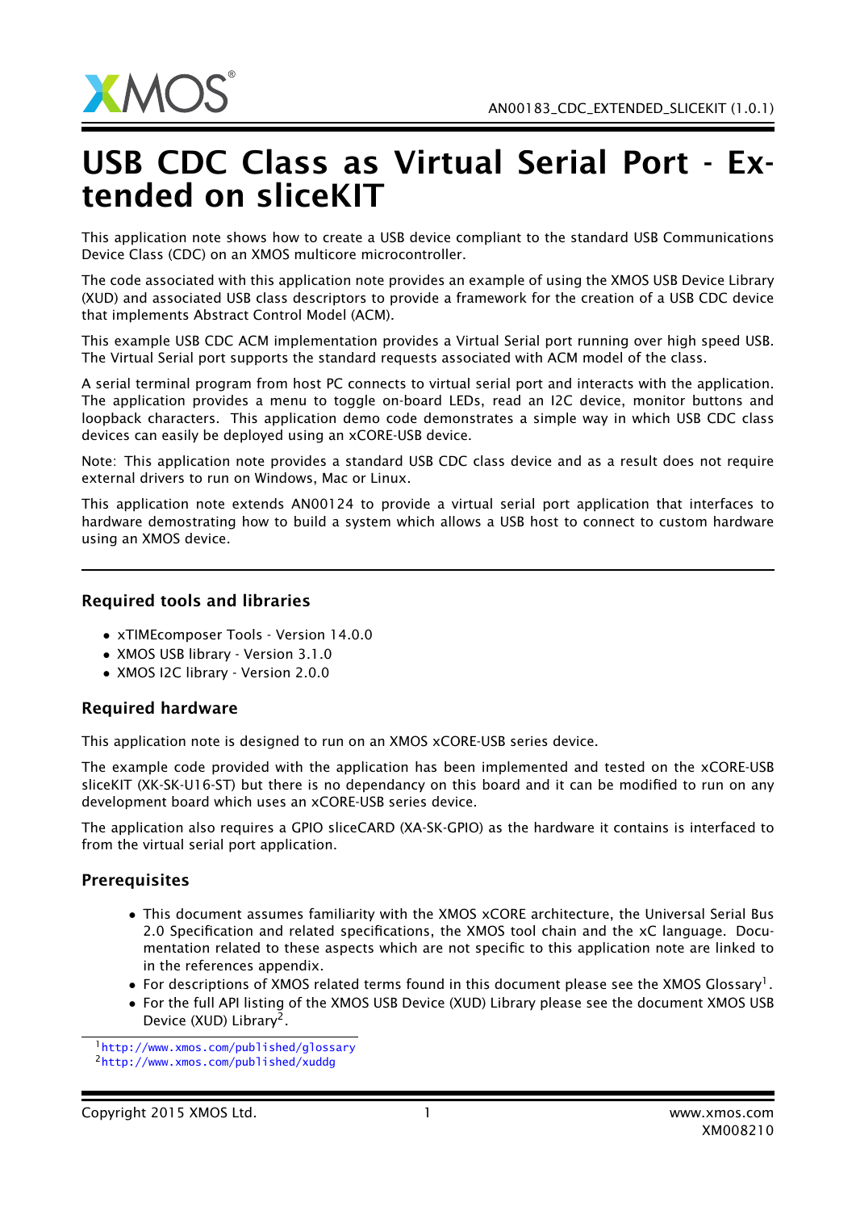# USB CDC Class as Virtual Serial Port - Extended on sliceKIT

This application note shows how to create a USB device compliant to the standard USB Communications Device Class (CDC) on an XMOS multicore microcontroller.

The code associated with this application note provides an example of using the XMOS USB Device Library (XUD) and associated USB class descriptors to provide a framework for the creation of a USB CDC device that implements Abstract Control Model (ACM).

This example USB CDC ACM implementation provides a Virtual Serial port running over high speed USB. The Virtual Serial port supports the standard requests associated with ACM model of the class.

A serial terminal program from host PC connects to virtual serial port and interacts with the application. The application provides a menu to toggle on-board LEDs, read an I2C device, monitor buttons and loopback characters. This application demo code demonstrates a simple way in which USB CDC class devices can easily be deployed using an xCORE-USB device.

Note: This application note provides a standard USB CDC class device and as a result does not require external drivers to run on Windows, Mac or Linux.

This application note extends AN00124 to provide a virtual serial port application that interfaces to hardware demostrating how to build a system which allows a USB host to connect to custom hardware using an XMOS device.

### Required tools and libraries

- xTIMEcomposer Tools - Version 14.0.0
- XMOS USB library - Version 3.1.0
- XMOS I2C library - Version 2.0.0

### Required hardware

This application note is designed to run on an XMOS xCORE-USB series device.

The example code provided with the application has been implemented and tested on the xCORE-USB sliceKIT (XK-SK-U16-ST) but there is no dependancy on this board and it can be modified to run on any development board which uses an xCORE-USB series device.

The application also requires a GPIO sliceCARD (XA-SK-GPIO) as the hardware it contains is interfaced to from the virtual serial port application.

### Prerequisites

- This document assumes familiarity with the XMOS xCORE architecture, the Universal Serial Bus 2.0 Specification and related specifications, the XMOS tool chain and the xC language. Documentation related to these aspects which are not specific to this application note are linked to in the references appendix.
- For descriptions of XMOS related terms found in this document please see the XMOS Glossary[1].
- For the full API listing of the XMOS USB Device (XUD) Library please see the document XMOS USB Device (XUD) Library[2].

[1] http://www.xmos.com/published/glossary
[2] http://www.xmos.com/published/xuddg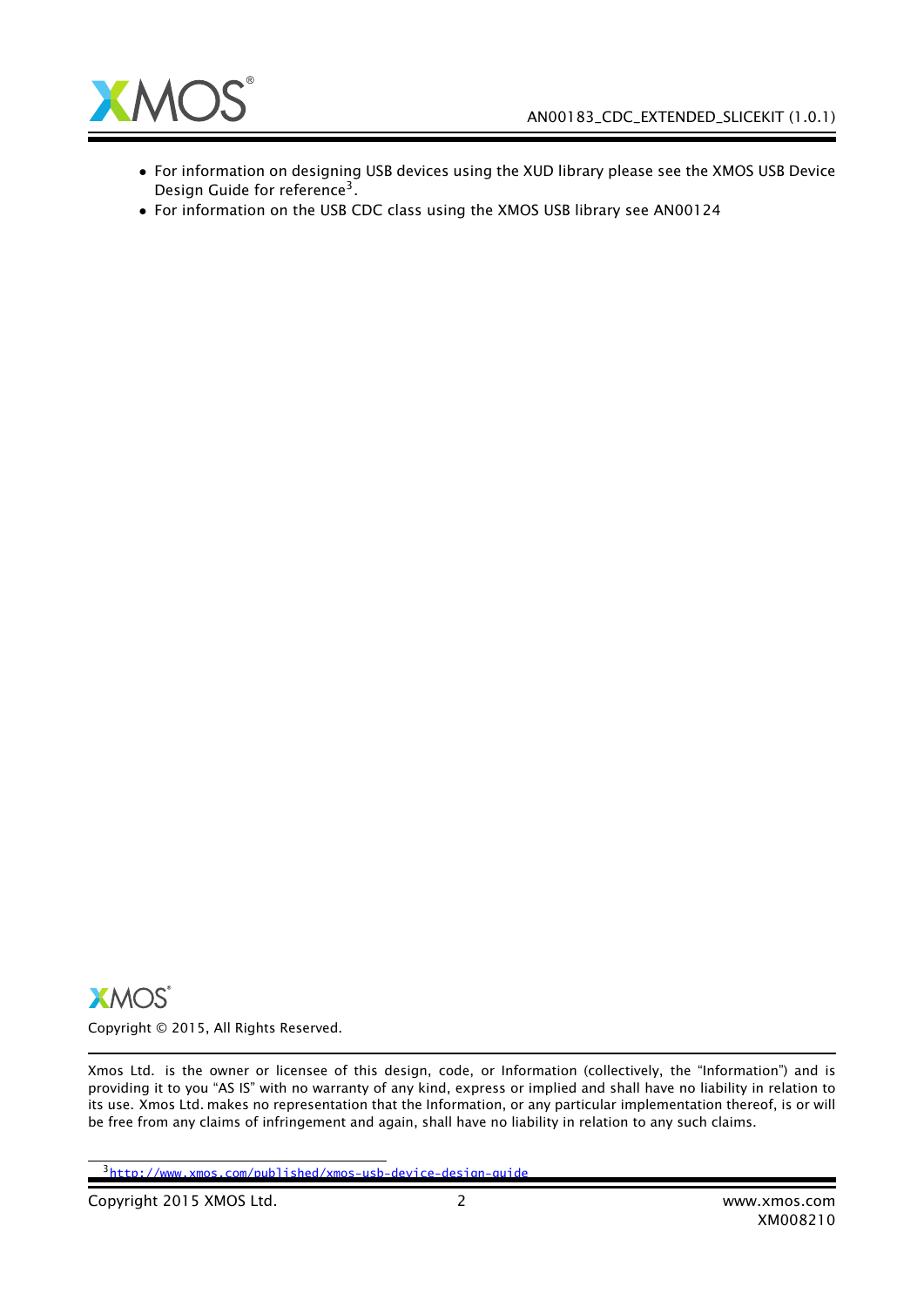- For information on designing USB devices using the XUD library please see the XMOS USB Device Design Guide for reference[3].
- For information on the USB CDC class using the XMOS USB library see AN00124

Copyright © 2015, All Rights Reserved.

Xmos Ltd. is the owner or licensee of this design, code, or Information (collectively, the "Information") and is providing it to you "AS IS" with no warranty of any kind, express or implied and shall have no liability in relation to its use. Xmos Ltd. makes no representation that the Information, or any particular implementation thereof, is or will be free from any claims of infringement and again, shall have no liability in relation to any such claims.

[3] http://www.xmos.com/published/xmos-usb-device-design-guide